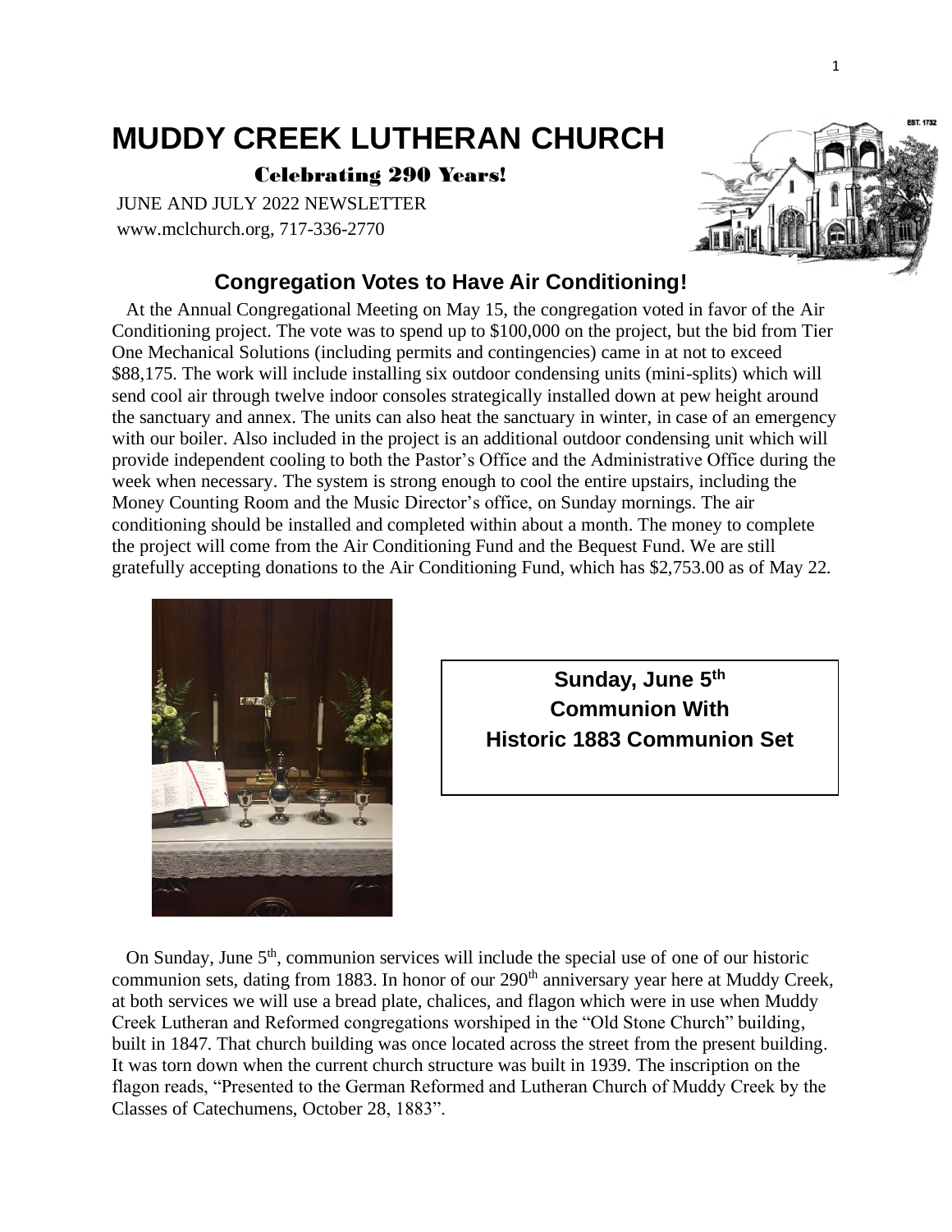# MUDDY CREEK LUTHERAN CHURCH

**Celebrating 290 Years!**

JUNE AND JULY 2022 NEWSLETTER
www.mclchurch.org, 717-336-2770

## Congregation Votes to Have Air Conditioning!

At the Annual Congregational Meeting on May 15, the congregation voted in favor of the Air Conditioning project. The vote was to spend up to $100,000 on the project, but the bid from Tier One Mechanical Solutions (including permits and contingencies) came in at not to exceed $88,175. The work will include installing six outdoor condensing units (mini-splits) which will send cool air through twelve indoor consoles strategically installed down at pew height around the sanctuary and annex. The units can also heat the sanctuary in winter, in case of an emergency with our boiler. Also included in the project is an additional outdoor condensing unit which will provide independent cooling to both the Pastor's Office and the Administrative Office during the week when necessary. The system is strong enough to cool the entire upstairs, including the Money Counting Room and the Music Director's office, on Sunday mornings. The air conditioning should be installed and completed within about a month. The money to complete the project will come from the Air Conditioning Fund and the Bequest Fund. We are still gratefully accepting donations to the Air Conditioning Fund, which has $2,753.00 as of May 22.

**Sunday, June 5th**
**Communion With**
**Historic 1883 Communion Set**

On Sunday, June 5th, communion services will include the special use of one of our historic communion sets, dating from 1883. In honor of our 290th anniversary year here at Muddy Creek, at both services we will use a bread plate, chalices, and flagon which were in use when Muddy Creek Lutheran and Reformed congregations worshiped in the "Old Stone Church" building, built in 1847. That church building was once located across the street from the present building. It was torn down when the current church structure was built in 1939. The inscription on the flagon reads, "Presented to the German Reformed and Lutheran Church of Muddy Creek by the Classes of Catechumens, October 28, 1883".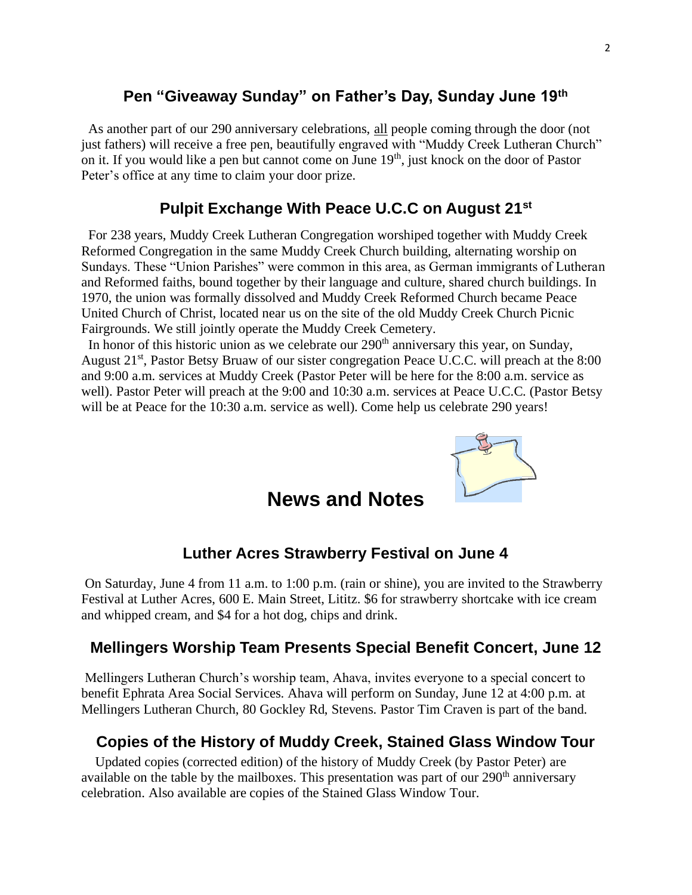## Pen "Giveaway Sunday" on Father's Day, Sunday June 19th

As another part of our 290 anniversary celebrations, all people coming through the door (not just fathers) will receive a free pen, beautifully engraved with "Muddy Creek Lutheran Church" on it. If you would like a pen but cannot come on June 19th, just knock on the door of Pastor Peter's office at any time to claim your door prize.

## Pulpit Exchange With Peace U.C.C on August 21st

For 238 years, Muddy Creek Lutheran Congregation worshiped together with Muddy Creek Reformed Congregation in the same Muddy Creek Church building, alternating worship on Sundays. These "Union Parishes" were common in this area, as German immigrants of Lutheran and Reformed faiths, bound together by their language and culture, shared church buildings. In 1970, the union was formally dissolved and Muddy Creek Reformed Church became Peace United Church of Christ, located near us on the site of the old Muddy Creek Church Picnic Fairgrounds. We still jointly operate the Muddy Creek Cemetery.

In honor of this historic union as we celebrate our 290th anniversary this year, on Sunday, August 21st, Pastor Betsy Bruaw of our sister congregation Peace U.C.C. will preach at the 8:00 and 9:00 a.m. services at Muddy Creek (Pastor Peter will be here for the 8:00 a.m. service as well). Pastor Peter will preach at the 9:00 and 10:30 a.m. services at Peace U.C.C. (Pastor Betsy will be at Peace for the 10:30 a.m. service as well). Come help us celebrate 290 years!

# News and Notes

## Luther Acres Strawberry Festival on June 4

On Saturday, June 4 from 11 a.m. to 1:00 p.m. (rain or shine), you are invited to the Strawberry Festival at Luther Acres, 600 E. Main Street, Lititz. $6 for strawberry shortcake with ice cream and whipped cream, and $4 for a hot dog, chips and drink.

## Mellingers Worship Team Presents Special Benefit Concert, June 12

Mellingers Lutheran Church's worship team, Ahava, invites everyone to a special concert to benefit Ephrata Area Social Services. Ahava will perform on Sunday, June 12 at 4:00 p.m. at Mellingers Lutheran Church, 80 Gockley Rd, Stevens. Pastor Tim Craven is part of the band.

## Copies of the History of Muddy Creek, Stained Glass Window Tour

Updated copies (corrected edition) of the history of Muddy Creek (by Pastor Peter) are available on the table by the mailboxes. This presentation was part of our 290th anniversary celebration. Also available are copies of the Stained Glass Window Tour.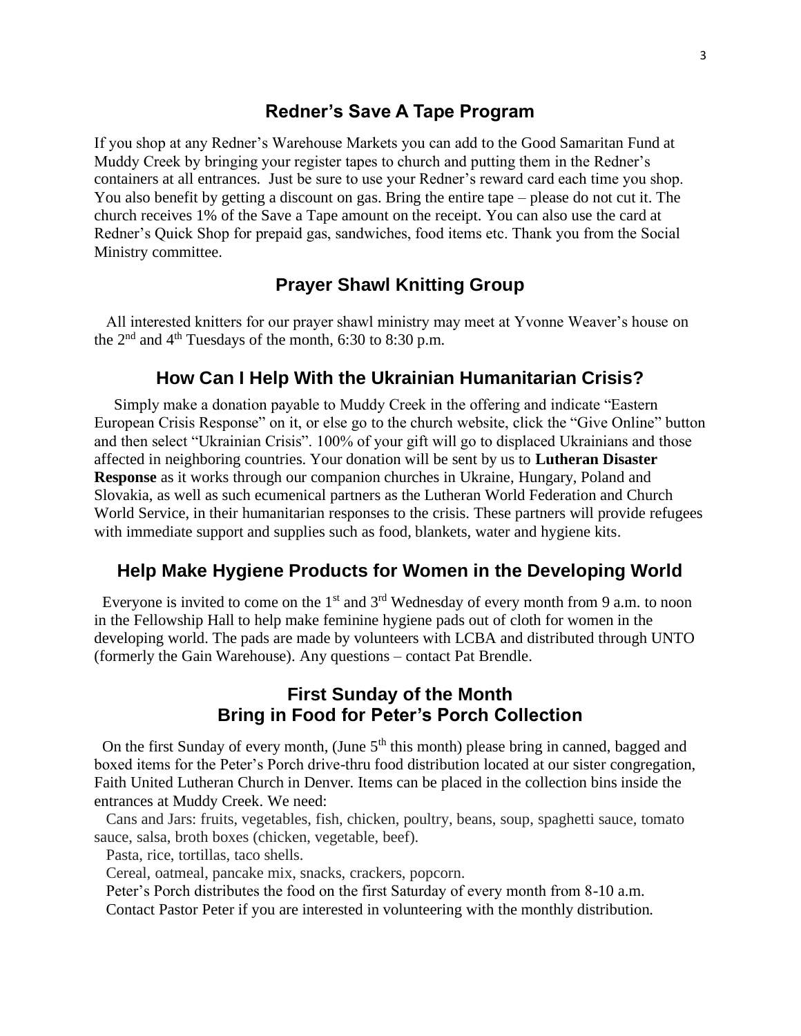## Redner's Save A Tape Program

If you shop at any Redner's Warehouse Markets you can add to the Good Samaritan Fund at Muddy Creek by bringing your register tapes to church and putting them in the Redner's containers at all entrances. Just be sure to use your Redner's reward card each time you shop. You also benefit by getting a discount on gas. Bring the entire tape – please do not cut it. The church receives 1% of the Save a Tape amount on the receipt. You can also use the card at Redner's Quick Shop for prepaid gas, sandwiches, food items etc. Thank you from the Social Ministry committee.

## Prayer Shawl Knitting Group

All interested knitters for our prayer shawl ministry may meet at Yvonne Weaver's house on the 2nd and 4th Tuesdays of the month, 6:30 to 8:30 p.m.

## How Can I Help With the Ukrainian Humanitarian Crisis?

Simply make a donation payable to Muddy Creek in the offering and indicate "Eastern European Crisis Response" on it, or else go to the church website, click the "Give Online" button and then select "Ukrainian Crisis". 100% of your gift will go to displaced Ukrainians and those affected in neighboring countries. Your donation will be sent by us to **Lutheran Disaster Response** as it works through our companion churches in Ukraine, Hungary, Poland and Slovakia, as well as such ecumenical partners as the Lutheran World Federation and Church World Service, in their humanitarian responses to the crisis. These partners will provide refugees with immediate support and supplies such as food, blankets, water and hygiene kits.

## Help Make Hygiene Products for Women in the Developing World

Everyone is invited to come on the 1st and 3rd Wednesday of every month from 9 a.m. to noon in the Fellowship Hall to help make feminine hygiene pads out of cloth for women in the developing world. The pads are made by volunteers with LCBA and distributed through UNTO (formerly the Gain Warehouse). Any questions – contact Pat Brendle.

## First Sunday of the Month
## Bring in Food for Peter's Porch Collection

On the first Sunday of every month, (June 5th this month) please bring in canned, bagged and boxed items for the Peter's Porch drive-thru food distribution located at our sister congregation, Faith United Lutheran Church in Denver. Items can be placed in the collection bins inside the entrances at Muddy Creek. We need:

Cans and Jars: fruits, vegetables, fish, chicken, poultry, beans, soup, spaghetti sauce, tomato sauce, salsa, broth boxes (chicken, vegetable, beef).

Pasta, rice, tortillas, taco shells.

Cereal, oatmeal, pancake mix, snacks, crackers, popcorn.

Peter's Porch distributes the food on the first Saturday of every month from 8-10 a.m.

Contact Pastor Peter if you are interested in volunteering with the monthly distribution.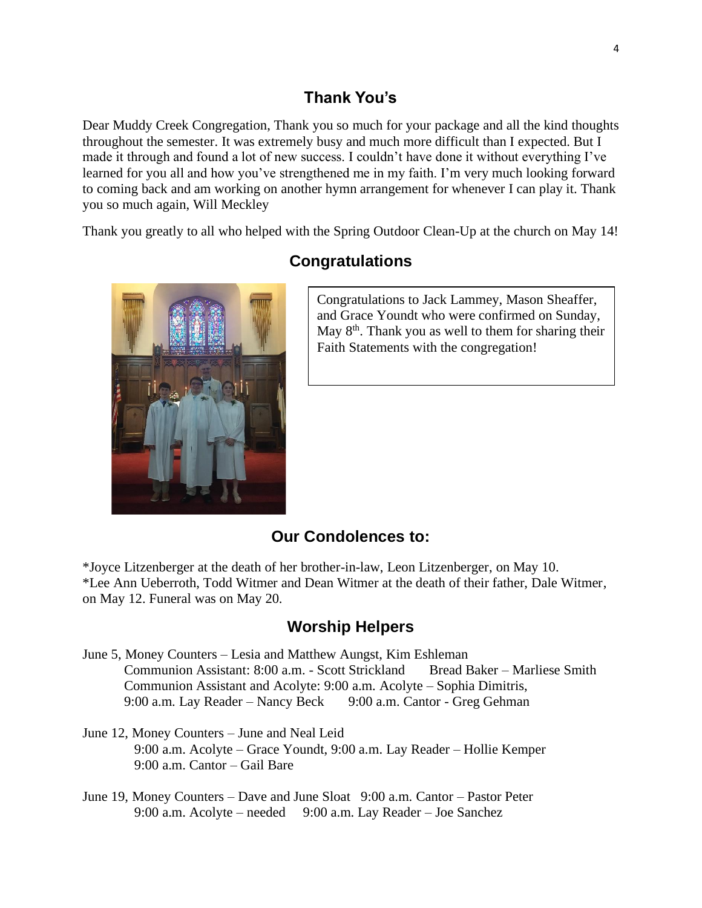## Thank You's

Dear Muddy Creek Congregation, Thank you so much for your package and all the kind thoughts throughout the semester. It was extremely busy and much more difficult than I expected. But I made it through and found a lot of new success. I couldn't have done it without everything I've learned for you all and how you've strengthened me in my faith. I'm very much looking forward to coming back and am working on another hymn arrangement for whenever I can play it. Thank you so much again, Will Meckley

Thank you greatly to all who helped with the Spring Outdoor Clean-Up at the church on May 14!

## Congratulations

Congratulations to Jack Lammey, Mason Sheaffer, and Grace Youndt who were confirmed on Sunday, May 8th. Thank you as well to them for sharing their Faith Statements with the congregation!

## Our Condolences to:

*Joyce Litzenberger at the death of her brother-in-law, Leon Litzenberger, on May 10.
*Lee Ann Ueberroth, Todd Witmer and Dean Witmer at the death of their father, Dale Witmer, on May 12. Funeral was on May 20.

## Worship Helpers

June 5, Money Counters – Lesia and Matthew Aungst, Kim Eshleman
Communion Assistant: 8:00 a.m. - Scott Strickland    Bread Baker – Marliese Smith
Communion Assistant and Acolyte: 9:00 a.m. Acolyte – Sophia Dimitris,
9:00 a.m. Lay Reader – Nancy Beck    9:00 a.m. Cantor - Greg Gehman

June 12, Money Counters – June and Neal Leid
9:00 a.m. Acolyte – Grace Youndt, 9:00 a.m. Lay Reader – Hollie Kemper
9:00 a.m. Cantor – Gail Bare

June 19, Money Counters – Dave and June Sloat    9:00 a.m. Cantor – Pastor Peter
9:00 a.m. Acolyte – needed    9:00 a.m. Lay Reader – Joe Sanchez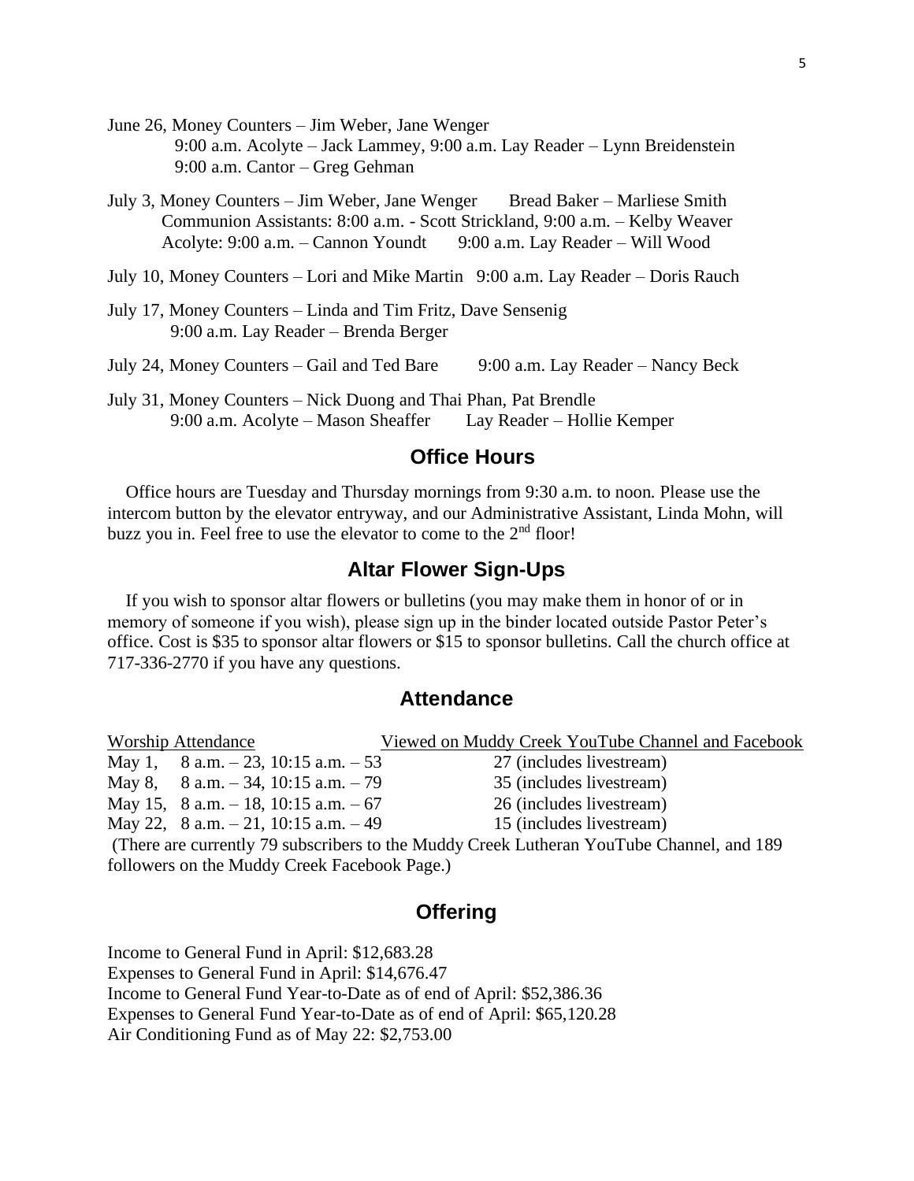June 26, Money Counters – Jim Weber, Jane Wenger
9:00 a.m. Acolyte – Jack Lammey, 9:00 a.m. Lay Reader – Lynn Breidenstein
9:00 a.m. Cantor – Greg Gehman

July 3, Money Counters – Jim Weber, Jane Wenger    Bread Baker – Marliese Smith
Communion Assistants: 8:00 a.m. - Scott Strickland, 9:00 a.m. – Kelby Weaver
Acolyte: 9:00 a.m. – Cannon Youndt    9:00 a.m. Lay Reader – Will Wood

July 10, Money Counters – Lori and Mike Martin   9:00 a.m. Lay Reader – Doris Rauch

July 17, Money Counters – Linda and Tim Fritz, Dave Sensenig
9:00 a.m. Lay Reader – Brenda Berger

July 24, Money Counters – Gail and Ted Bare    9:00 a.m. Lay Reader – Nancy Beck

July 31, Money Counters – Nick Duong and Thai Phan, Pat Brendle
9:00 a.m. Acolyte – Mason Sheaffer    Lay Reader – Hollie Kemper

## Office Hours

Office hours are Tuesday and Thursday mornings from 9:30 a.m. to noon. Please use the intercom button by the elevator entryway, and our Administrative Assistant, Linda Mohn, will buzz you in. Feel free to use the elevator to come to the 2nd floor!

## Altar Flower Sign-Ups

If you wish to sponsor altar flowers or bulletins (you may make them in honor of or in memory of someone if you wish), please sign up in the binder located outside Pastor Peter's office. Cost is $35 to sponsor altar flowers or $15 to sponsor bulletins. Call the church office at 717-336-2770 if you have any questions.

## Attendance

| Worship Attendance | Viewed on Muddy Creek YouTube Channel and Facebook |
|---|---|
| May 1, 8 a.m. – 23, 10:15 a.m. – 53 | 27 (includes livestream) |
| May 8, 8 a.m. – 34, 10:15 a.m. – 79 | 35 (includes livestream) |
| May 15, 8 a.m. – 18, 10:15 a.m. – 67 | 26 (includes livestream) |
| May 22, 8 a.m. – 21, 10:15 a.m. – 49 | 15 (includes livestream) |

(There are currently 79 subscribers to the Muddy Creek Lutheran YouTube Channel, and 189 followers on the Muddy Creek Facebook Page.)

## Offering

Income to General Fund in April: $12,683.28
Expenses to General Fund in April: $14,676.47
Income to General Fund Year-to-Date as of end of April: $52,386.36
Expenses to General Fund Year-to-Date as of end of April: $65,120.28
Air Conditioning Fund as of May 22: $2,753.00